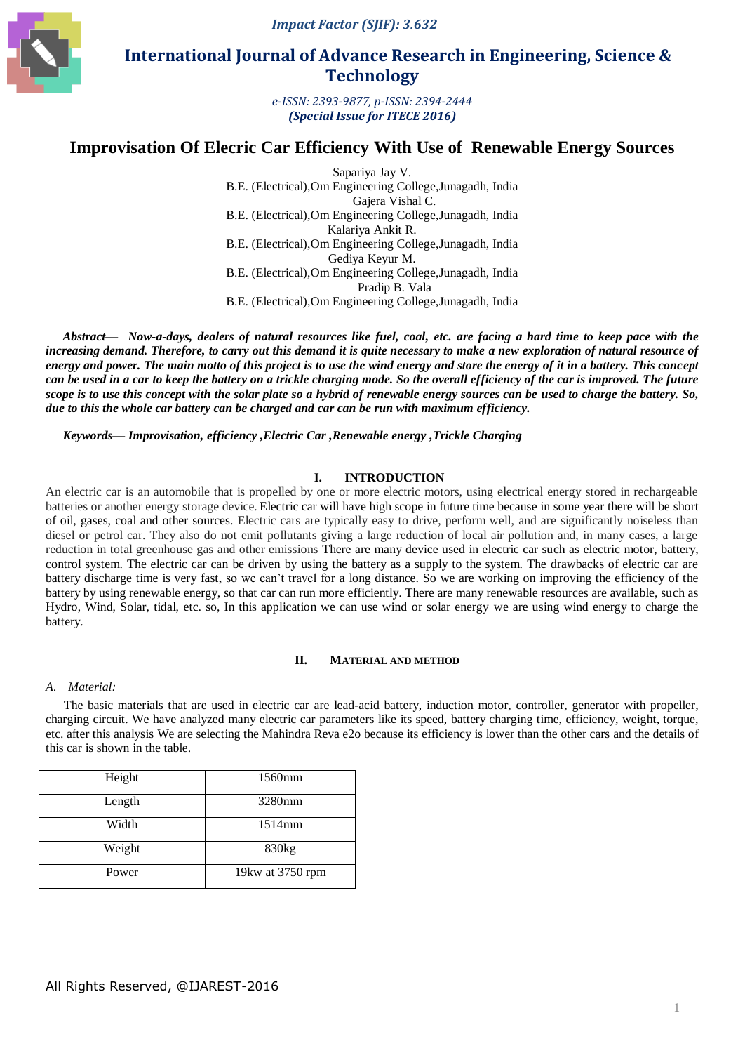# Improvisation Of Elecric Car Efficiency With Use of Renewable Energy Sources

Sapariya Jay V.
B.E. (Electrical),Om Engineering College,Junagadh, India
Gajera Vishal C.
B.E. (Electrical),Om Engineering College,Junagadh, India
Kalariya Ankit R.
B.E. (Electrical),Om Engineering College,Junagadh, India
Gediya Keyur M.
B.E. (Electrical),Om Engineering College,Junagadh, India
Pradip B. Vala
B.E. (Electrical),Om Engineering College,Junagadh, India

***Abstract*— Now-a-days, dealers of natural resources like fuel, coal, etc. are facing a hard time to keep pace with the increasing demand. Therefore, to carry out this demand it is quite necessary to make a new exploration of natural resource of energy and power. The main motto of this project is to use the wind energy and store the energy of it in a battery. This concept can be used in a car to keep the battery on a trickle charging mode. So the overall efficiency of the car is improved. The future scope is to use this concept with the solar plate so a hybrid of renewable energy sources can be used to charge the battery. So, due to this the whole car battery can be charged and car can be run with maximum efficiency.**

***Keywords*— Improvisation, efficiency ,Electric Car ,Renewable energy ,Trickle Charging**

## I. INTRODUCTION

An electric car is an automobile that is propelled by one or more electric motors, using electrical energy stored in rechargeable batteries or another energy storage device. Electric car will have high scope in future time because in some year there will be short of oil, gases, coal and other sources. Electric cars are typically easy to drive, perform well, and are significantly noiseless than diesel or petrol car. They also do not emit pollutants giving a large reduction of local air pollution and, in many cases, a large reduction in total greenhouse gas and other emissions There are many device used in electric car such as electric motor, battery, control system. The electric car can be driven by using the battery as a supply to the system. The drawbacks of electric car are battery discharge time is very fast, so we can't travel for a long distance. So we are working on improving the efficiency of the battery by using renewable energy, so that car can run more efficiently. There are many renewable resources are available, such as Hydro, Wind, Solar, tidal, etc. so, In this application we can use wind or solar energy we are using wind energy to charge the battery.

## II. MATERIAL AND METHOD

### *A. Material:*

The basic materials that are used in electric car are lead-acid battery, induction motor, controller, generator with propeller, charging circuit. We have analyzed many electric car parameters like its speed, battery charging time, efficiency, weight, torque, etc. after this analysis We are selecting the Mahindra Reva e2o because its efficiency is lower than the other cars and the details of this car is shown in the table.

| Height | 1560mm |
|---|---|
| Length | 3280mm |
| Width | 1514mm |
| Weight | 830kg |
| Power | 19kw at 3750 rpm |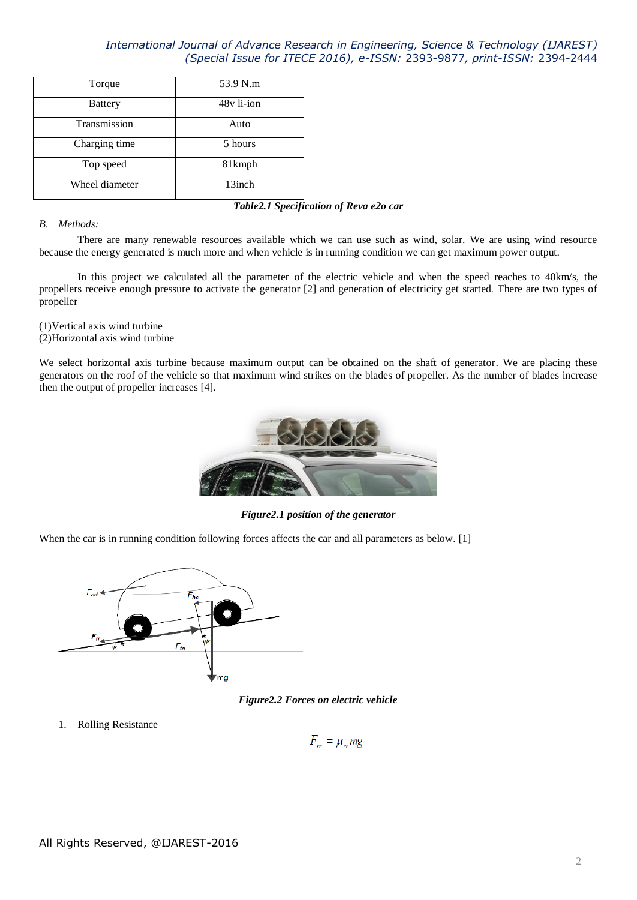| Torque | 53.9 N.m |
| --- | --- |
| Battery | 48v li-ion |
| Transmission | Auto |
| Charging time | 5 hours |
| Top speed | 81kmph |
| Wheel diameter | 13inch |

***Table2.1 Specification of Reva e2o car***

*B. Methods:*

There are many renewable resources available which we can use such as wind, solar. We are using wind resource because the energy generated is much more and when vehicle is in running condition we can get maximum power output.

In this project we calculated all the parameter of the electric vehicle and when the speed reaches to 40km/s, the propellers receive enough pressure to activate the generator [2] and generation of electricity get started. There are two types of propeller

(1)Vertical axis wind turbine
(2)Horizontal axis wind turbine

We select horizontal axis turbine because maximum output can be obtained on the shaft of generator. We are placing these generators on the roof of the vehicle so that maximum wind strikes on the blades of propeller. As the number of blades increase then the output of propeller increases [4].

***Figure2.1 position of the generator***

When the car is in running condition following forces affects the car and all parameters as below. [1]

***Figure2.2 Forces on electric vehicle***

1. Rolling Resistance

$$F_{rr} = \mu_{rr} mg$$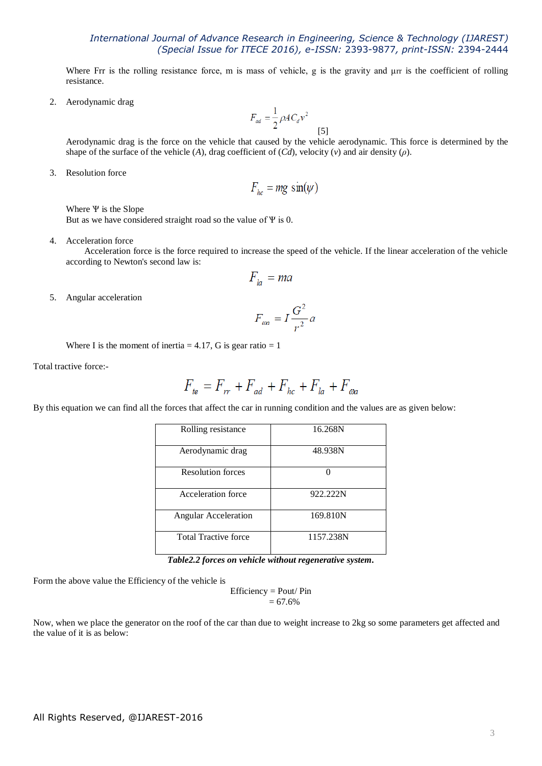Where Frr is the rolling resistance force, m is mass of vehicle, g is the gravity and μrr is the coefficient of rolling resistance.

2. Aerodynamic drag

$$F_{ad} = \frac{1}{2}\rho A C_d v^2 \quad [5]$$

Aerodynamic drag is the force on the vehicle that caused by the vehicle aerodynamic. This force is determined by the shape of the surface of the vehicle (*A*), drag coefficient of (*Cd*), velocity (*v*) and air density (*ρ*).

3. Resolution force

$$F_{hc} = mg\sin(\psi)$$

Where Ψ is the Slope
But as we have considered straight road so the value of Ψ is 0.

4. Acceleration force
   Acceleration force is the force required to increase the speed of the vehicle. If the linear acceleration of the vehicle according to Newton's second law is:

$$F_{la} = ma$$

5. Angular acceleration

$$F_{\omega a} = I\frac{G^2}{r^2}a$$

Where I is the moment of inertia = 4.17, G is gear ratio = 1

Total tractive force:-

$$F_{te} = F_{rr} + F_{ad} + F_{hc} + F_{la} + F_{\omega a}$$

By this equation we can find all the forces that affect the car in running condition and the values are as given below:

| Rolling resistance | 16.268N |
|---|---|
| Aerodynamic drag | 48.938N |
| Resolution forces | 0 |
| Acceleration force | 922.222N |
| Angular Acceleration | 169.810N |
| Total Tractive force | 1157.238N |

***Table2.2 forces on vehicle without regenerative system.***

Form the above value the Efficiency of the vehicle is

Efficiency = Pout/ Pin
= 67.6%

Now, when we place the generator on the roof of the car than due to weight increase to 2kg so some parameters get affected and the value of it is as below: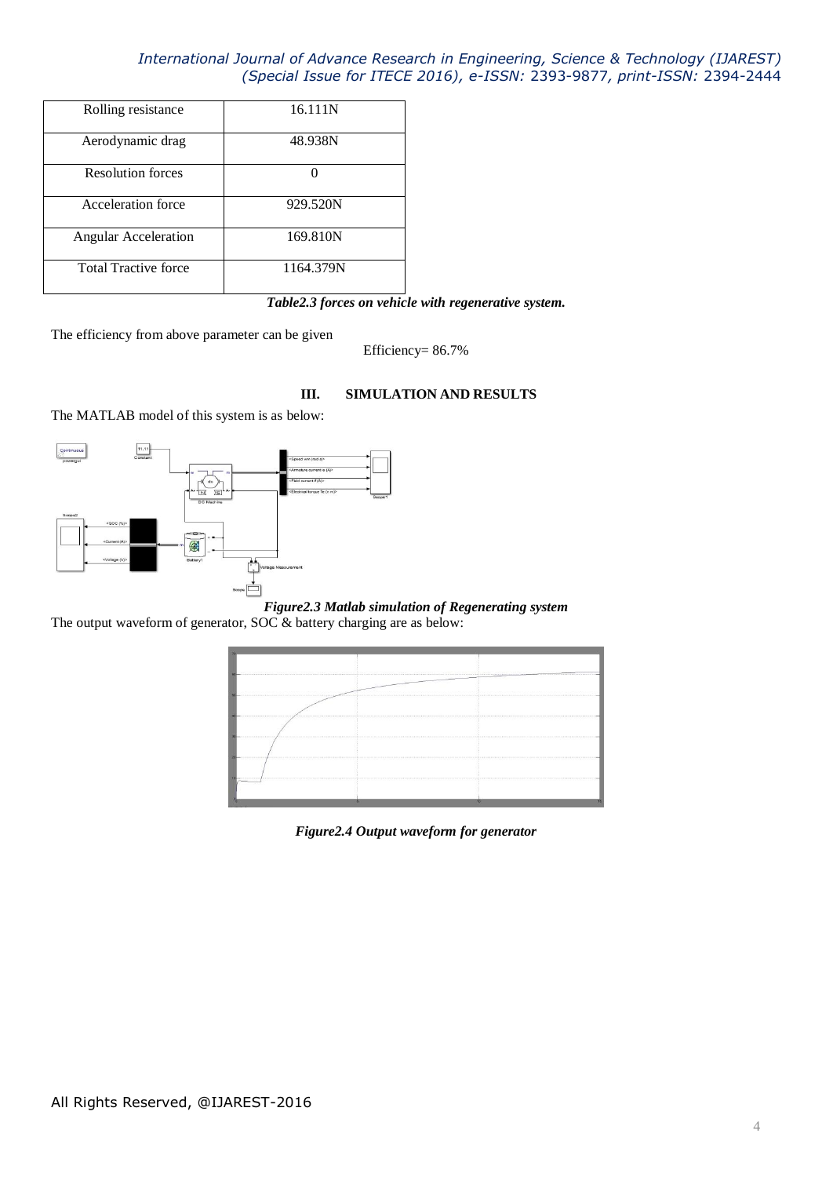| Rolling resistance | 16.111N |
| --- | --- |
| Aerodynamic drag | 48.938N |
| Resolution forces | 0 |
| Acceleration force | 929.520N |
| Angular Acceleration | 169.810N |
| Total Tractive force | 1164.379N |

***Table2.3 forces on vehicle with regenerative system.***

The efficiency from above parameter can be given

Efficiency= 86.7%

## III. SIMULATION AND RESULTS

The MATLAB model of this system is as below:

***Figure2.3 Matlab simulation of Regenerating system***

The output waveform of generator, SOC & battery charging are as below:

***Figure2.4 Output waveform for generator***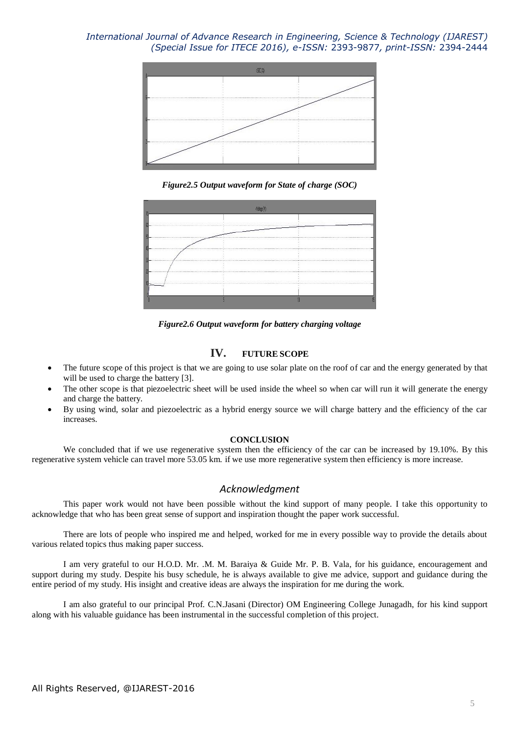*Figure2.5 Output waveform for State of charge (SOC)*

*Figure2.6 Output waveform for battery charging voltage*

## IV. FUTURE SCOPE

- The future scope of this project is that we are going to use solar plate on the roof of car and the energy generated by that will be used to charge the battery [3].
- The other scope is that piezoelectric sheet will be used inside the wheel so when car will run it will generate the energy and charge the battery.
- By using wind, solar and piezoelectric as a hybrid energy source we will charge battery and the efficiency of the car increases.

## CONCLUSION

We concluded that if we use regenerative system then the efficiency of the car can be increased by 19.10%. By this regenerative system vehicle can travel more 53.05 km. if we use more regenerative system then efficiency is more increase.

## *Acknowledgment*

This paper work would not have been possible without the kind support of many people. I take this opportunity to acknowledge that who has been great sense of support and inspiration thought the paper work successful.

There are lots of people who inspired me and helped, worked for me in every possible way to provide the details about various related topics thus making paper success.

I am very grateful to our H.O.D. Mr. .M. M. Baraiya & Guide Mr. P. B. Vala, for his guidance, encouragement and support during my study. Despite his busy schedule, he is always available to give me advice, support and guidance during the entire period of my study. His insight and creative ideas are always the inspiration for me during the work.

I am also grateful to our principal Prof. C.N.Jasani (Director) OM Engineering College Junagadh, for his kind support along with his valuable guidance has been instrumental in the successful completion of this project.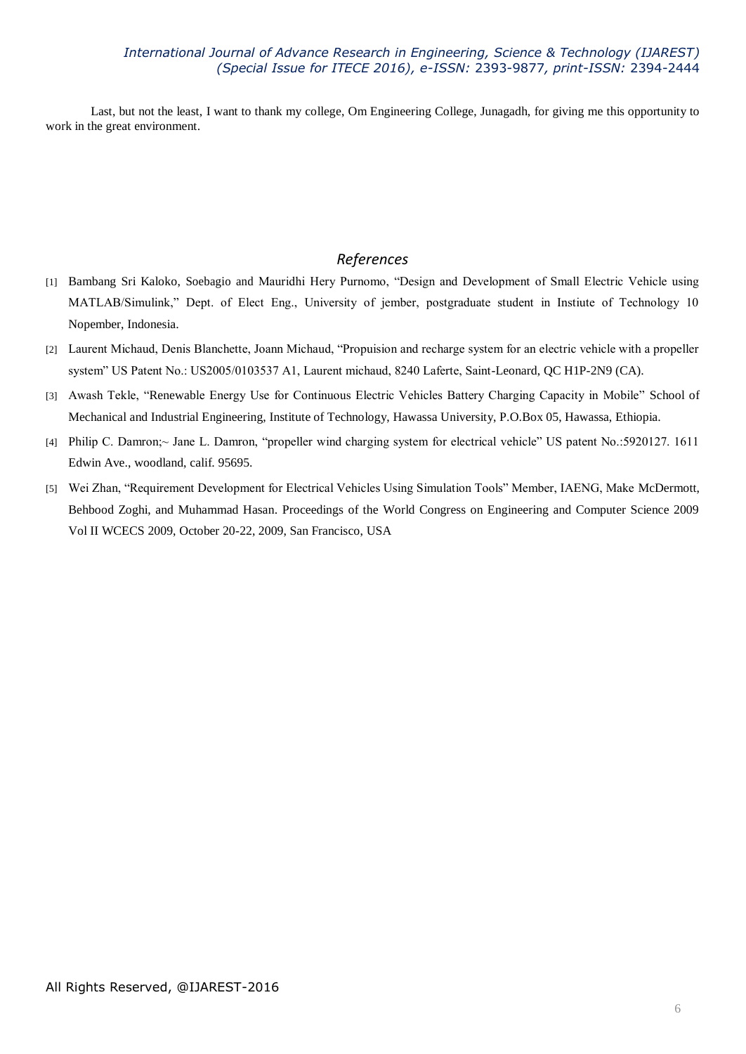Last, but not the least, I want to thank my college, Om Engineering College, Junagadh, for giving me this opportunity to work in the great environment.

## *References*

[1] Bambang Sri Kaloko, Soebagio and Mauridhi Hery Purnomo, "Design and Development of Small Electric Vehicle using MATLAB/Simulink," Dept. of Elect Eng., University of jember, postgraduate student in Instiute of Technology 10 Nopember, Indonesia.

[2] Laurent Michaud, Denis Blanchette, Joann Michaud, "Propuision and recharge system for an electric vehicle with a propeller system" US Patent No.: US2005/0103537 A1, Laurent michaud, 8240 Laferte, Saint-Leonard, QC H1P-2N9 (CA).

[3] Awash Tekle, "Renewable Energy Use for Continuous Electric Vehicles Battery Charging Capacity in Mobile" School of Mechanical and Industrial Engineering, Institute of Technology, Hawassa University, P.O.Box 05, Hawassa, Ethiopia.

[4] Philip C. Damron;~ Jane L. Damron, "propeller wind charging system for electrical vehicle" US patent No.:5920127. 1611 Edwin Ave., woodland, calif. 95695.

[5] Wei Zhan, "Requirement Development for Electrical Vehicles Using Simulation Tools" Member, IAENG, Make McDermott, Behbood Zoghi, and Muhammad Hasan. Proceedings of the World Congress on Engineering and Computer Science 2009 Vol II WCECS 2009, October 20-22, 2009, San Francisco, USA